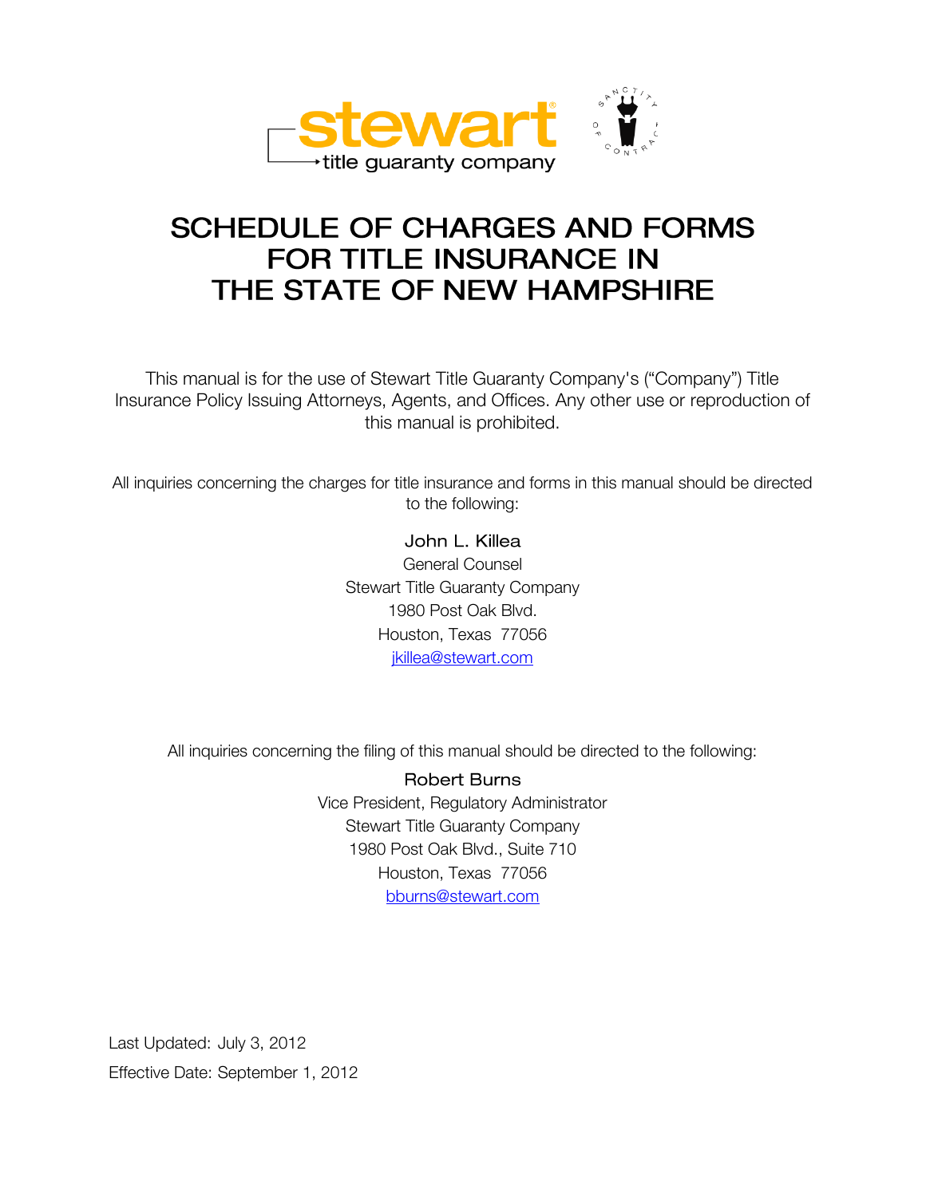stewart title guaranty company

# SCHEDULE OF CHARGES AND FORMS FOR TITLE INSURANCE IN THE STATE OF NEW HAMPSHIRE

This manual is for the use of Stewart Title Guaranty Company's ("Company") Title Insurance Policy Issuing Attorneys, Agents, and Offices. Any other use or reproduction of this manual is prohibited.

All inquiries concerning the charges for title insurance and forms in this manual should be directed to the following:

John L. Killea
General Counsel
Stewart Title Guaranty Company
1980 Post Oak Blvd.
Houston, Texas 77056
jkillea@stewart.com

All inquiries concerning the filing of this manual should be directed to the following:

Robert Burns
Vice President, Regulatory Administrator
Stewart Title Guaranty Company
1980 Post Oak Blvd., Suite 710
Houston, Texas 77056
bburns@stewart.com

Last Updated: July 3, 2012

Effective Date: September 1, 2012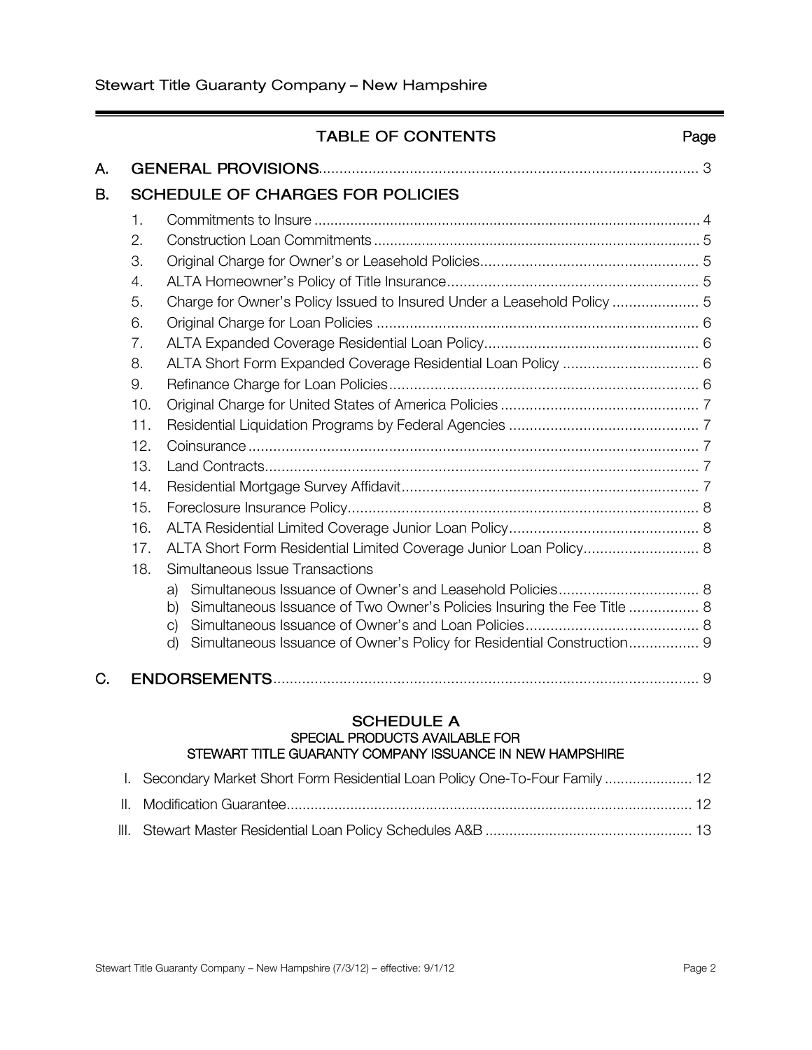## TABLE OF CONTENTS

| | | Page |
|---|---|---|
| **A.** | **GENERAL PROVISIONS** | 3 |
| **B.** | **SCHEDULE OF CHARGES FOR POLICIES** | |
| 1. | Commitments to Insure | 4 |
| 2. | Construction Loan Commitments | 5 |
| 3. | Original Charge for Owner's or Leasehold Policies | 5 |
| 4. | ALTA Homeowner's Policy of Title Insurance | 5 |
| 5. | Charge for Owner's Policy Issued to Insured Under a Leasehold Policy | 5 |
| 6. | Original Charge for Loan Policies | 6 |
| 7. | ALTA Expanded Coverage Residential Loan Policy | 6 |
| 8. | ALTA Short Form Expanded Coverage Residential Loan Policy | 6 |
| 9. | Refinance Charge for Loan Policies | 6 |
| 10. | Original Charge for United States of America Policies | 7 |
| 11. | Residential Liquidation Programs by Federal Agencies | 7 |
| 12. | Coinsurance | 7 |
| 13. | Land Contracts | 7 |
| 14. | Residential Mortgage Survey Affidavit | 7 |
| 15. | Foreclosure Insurance Policy | 8 |
| 16. | ALTA Residential Limited Coverage Junior Loan Policy | 8 |
| 17. | ALTA Short Form Residential Limited Coverage Junior Loan Policy | 8 |
| 18. | Simultaneous Issue Transactions | |
| | a) Simultaneous Issuance of Owner's and Leasehold Policies | 8 |
| | b) Simultaneous Issuance of Two Owner's Policies Insuring the Fee Title | 8 |
| | c) Simultaneous Issuance of Owner's and Loan Policies | 8 |
| | d) Simultaneous Issuance of Owner's Policy for Residential Construction | 9 |
| **C.** | **ENDORSEMENTS** | 9 |

### SCHEDULE A
#### SPECIAL PRODUCTS AVAILABLE FOR STEWART TITLE GUARANTY COMPANY ISSUANCE IN NEW HAMPSHIRE

| | | Page |
|---|---|---|
| I. | Secondary Market Short Form Residential Loan Policy One-To-Four Family | 12 |
| II. | Modification Guarantee | 12 |
| III. | Stewart Master Residential Loan Policy Schedules A&B | 13 |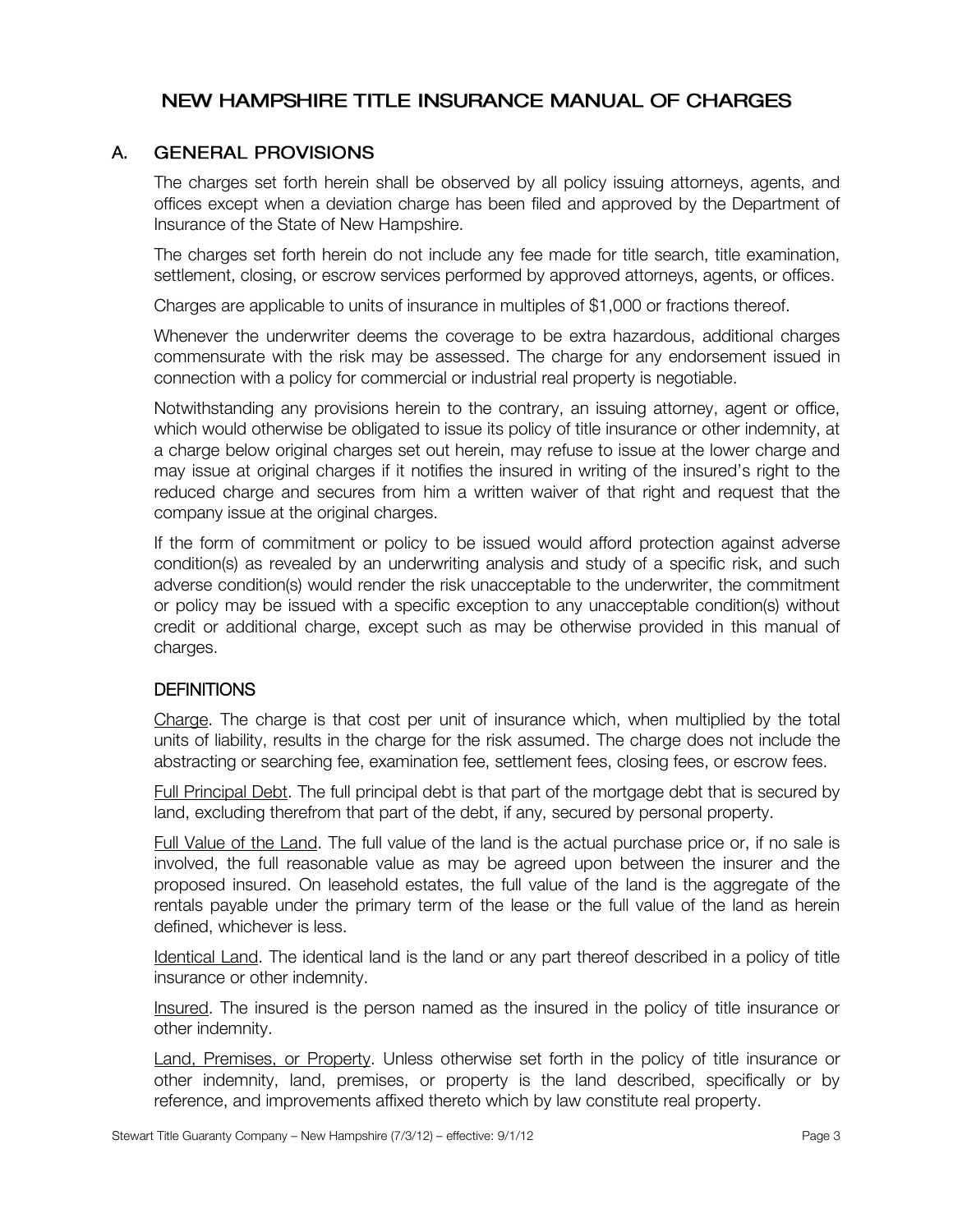# NEW HAMPSHIRE TITLE INSURANCE MANUAL OF CHARGES

## A. GENERAL PROVISIONS

The charges set forth herein shall be observed by all policy issuing attorneys, agents, and offices except when a deviation charge has been filed and approved by the Department of Insurance of the State of New Hampshire.

The charges set forth herein do not include any fee made for title search, title examination, settlement, closing, or escrow services performed by approved attorneys, agents, or offices.

Charges are applicable to units of insurance in multiples of $1,000 or fractions thereof.

Whenever the underwriter deems the coverage to be extra hazardous, additional charges commensurate with the risk may be assessed. The charge for any endorsement issued in connection with a policy for commercial or industrial real property is negotiable.

Notwithstanding any provisions herein to the contrary, an issuing attorney, agent or office, which would otherwise be obligated to issue its policy of title insurance or other indemnity, at a charge below original charges set out herein, may refuse to issue at the lower charge and may issue at original charges if it notifies the insured in writing of the insured's right to the reduced charge and secures from him a written waiver of that right and request that the company issue at the original charges.

If the form of commitment or policy to be issued would afford protection against adverse condition(s) as revealed by an underwriting analysis and study of a specific risk, and such adverse condition(s) would render the risk unacceptable to the underwriter, the commitment or policy may be issued with a specific exception to any unacceptable condition(s) without credit or additional charge, except such as may be otherwise provided in this manual of charges.

### DEFINITIONS

Charge. The charge is that cost per unit of insurance which, when multiplied by the total units of liability, results in the charge for the risk assumed. The charge does not include the abstracting or searching fee, examination fee, settlement fees, closing fees, or escrow fees.

Full Principal Debt. The full principal debt is that part of the mortgage debt that is secured by land, excluding therefrom that part of the debt, if any, secured by personal property.

Full Value of the Land. The full value of the land is the actual purchase price or, if no sale is involved, the full reasonable value as may be agreed upon between the insurer and the proposed insured. On leasehold estates, the full value of the land is the aggregate of the rentals payable under the primary term of the lease or the full value of the land as herein defined, whichever is less.

Identical Land. The identical land is the land or any part thereof described in a policy of title insurance or other indemnity.

Insured. The insured is the person named as the insured in the policy of title insurance or other indemnity.

Land, Premises, or Property. Unless otherwise set forth in the policy of title insurance or other indemnity, land, premises, or property is the land described, specifically or by reference, and improvements affixed thereto which by law constitute real property.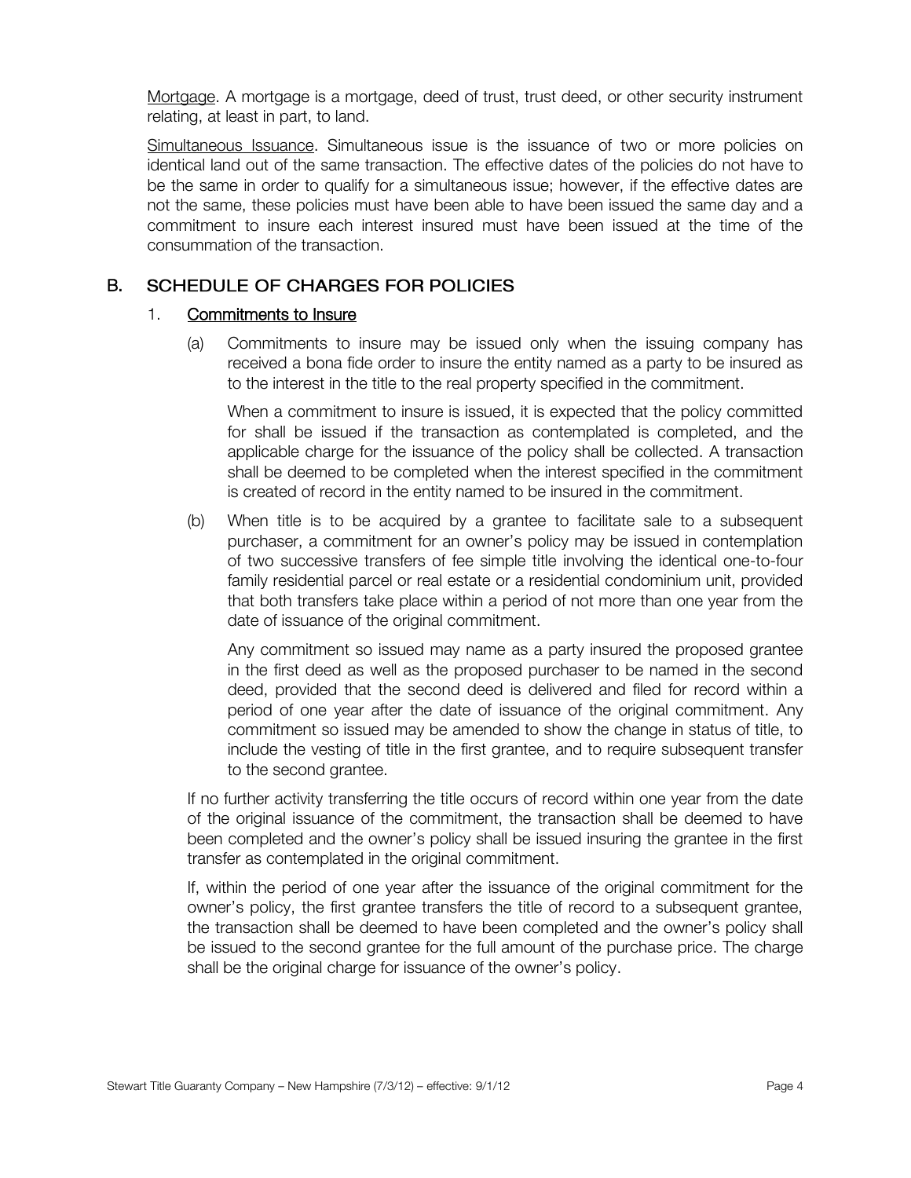<u>Mortgage</u>. A mortgage is a mortgage, deed of trust, trust deed, or other security instrument relating, at least in part, to land.

<u>Simultaneous Issuance</u>. Simultaneous issue is the issuance of two or more policies on identical land out of the same transaction. The effective dates of the policies do not have to be the same in order to qualify for a simultaneous issue; however, if the effective dates are not the same, these policies must have been able to have been issued the same day and a commitment to insure each interest insured must have been issued at the time of the consummation of the transaction.

## B. SCHEDULE OF CHARGES FOR POLICIES

### 1. <u>Commitments to Insure</u>

(a) Commitments to insure may be issued only when the issuing company has received a bona fide order to insure the entity named as a party to be insured as to the interest in the title to the real property specified in the commitment.

When a commitment to insure is issued, it is expected that the policy committed for shall be issued if the transaction as contemplated is completed, and the applicable charge for the issuance of the policy shall be collected. A transaction shall be deemed to be completed when the interest specified in the commitment is created of record in the entity named to be insured in the commitment.

(b) When title is to be acquired by a grantee to facilitate sale to a subsequent purchaser, a commitment for an owner's policy may be issued in contemplation of two successive transfers of fee simple title involving the identical one-to-four family residential parcel or real estate or a residential condominium unit, provided that both transfers take place within a period of not more than one year from the date of issuance of the original commitment.

Any commitment so issued may name as a party insured the proposed grantee in the first deed as well as the proposed purchaser to be named in the second deed, provided that the second deed is delivered and filed for record within a period of one year after the date of issuance of the original commitment. Any commitment so issued may be amended to show the change in status of title, to include the vesting of title in the first grantee, and to require subsequent transfer to the second grantee.

If no further activity transferring the title occurs of record within one year from the date of the original issuance of the commitment, the transaction shall be deemed to have been completed and the owner's policy shall be issued insuring the grantee in the first transfer as contemplated in the original commitment.

If, within the period of one year after the issuance of the original commitment for the owner's policy, the first grantee transfers the title of record to a subsequent grantee, the transaction shall be deemed to have been completed and the owner's policy shall be issued to the second grantee for the full amount of the purchase price. The charge shall be the original charge for issuance of the owner's policy.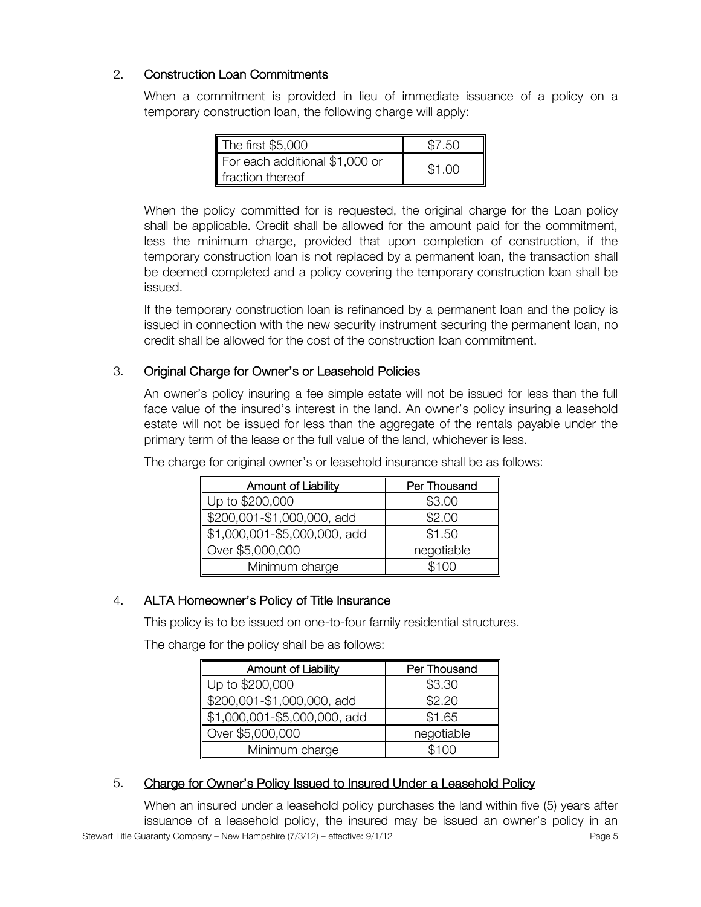## 2. Construction Loan Commitments

When a commitment is provided in lieu of immediate issuance of a policy on a temporary construction loan, the following charge will apply:

| | |
|---|---|
| The first $5,000 | $7.50 |
| For each additional $1,000 or fraction thereof | $1.00 |

When the policy committed for is requested, the original charge for the Loan policy shall be applicable. Credit shall be allowed for the amount paid for the commitment, less the minimum charge, provided that upon completion of construction, if the temporary construction loan is not replaced by a permanent loan, the transaction shall be deemed completed and a policy covering the temporary construction loan shall be issued.

If the temporary construction loan is refinanced by a permanent loan and the policy is issued in connection with the new security instrument securing the permanent loan, no credit shall be allowed for the cost of the construction loan commitment.

## 3. Original Charge for Owner's or Leasehold Policies

An owner's policy insuring a fee simple estate will not be issued for less than the full face value of the insured's interest in the land. An owner's policy insuring a leasehold estate will not be issued for less than the aggregate of the rentals payable under the primary term of the lease or the full value of the land, whichever is less.

The charge for original owner's or leasehold insurance shall be as follows:

| Amount of Liability | Per Thousand |
|---|---|
| Up to $200,000 | $3.00 |
| $200,001-$1,000,000, add | $2.00 |
| $1,000,001-$5,000,000, add | $1.50 |
| Over $5,000,000 | negotiable |
| Minimum charge | $100 |

## 4. ALTA Homeowner's Policy of Title Insurance

This policy is to be issued on one-to-four family residential structures.

The charge for the policy shall be as follows:

| Amount of Liability | Per Thousand |
|---|---|
| Up to $200,000 | $3.30 |
| $200,001-$1,000,000, add | $2.20 |
| $1,000,001-$5,000,000, add | $1.65 |
| Over $5,000,000 | negotiable |
| Minimum charge | $100 |

## 5. Charge for Owner's Policy Issued to Insured Under a Leasehold Policy

When an insured under a leasehold policy purchases the land within five (5) years after issuance of a leasehold policy, the insured may be issued an owner's policy in an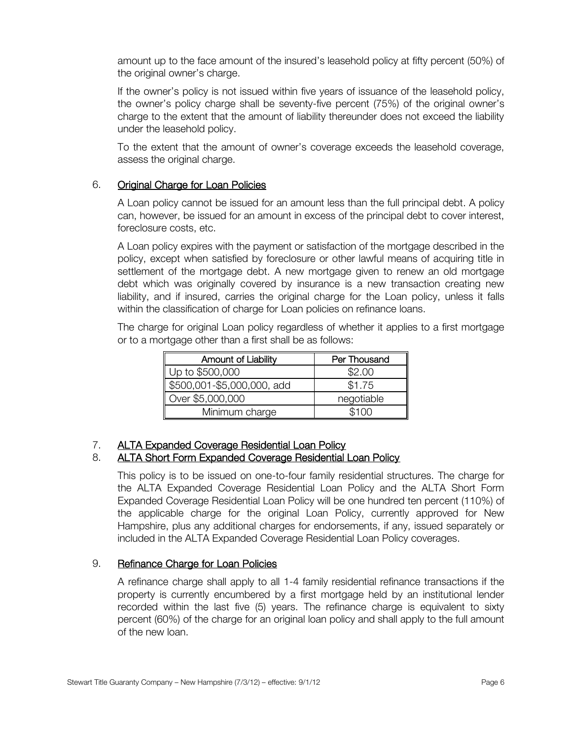amount up to the face amount of the insured's leasehold policy at fifty percent (50%) of the original owner's charge.

If the owner's policy is not issued within five years of issuance of the leasehold policy, the owner's policy charge shall be seventy-five percent (75%) of the original owner's charge to the extent that the amount of liability thereunder does not exceed the liability under the leasehold policy.

To the extent that the amount of owner's coverage exceeds the leasehold coverage, assess the original charge.

## 6. Original Charge for Loan Policies

A Loan policy cannot be issued for an amount less than the full principal debt. A policy can, however, be issued for an amount in excess of the principal debt to cover interest, foreclosure costs, etc.

A Loan policy expires with the payment or satisfaction of the mortgage described in the policy, except when satisfied by foreclosure or other lawful means of acquiring title in settlement of the mortgage debt. A new mortgage given to renew an old mortgage debt which was originally covered by insurance is a new transaction creating new liability, and if insured, carries the original charge for the Loan policy, unless it falls within the classification of charge for Loan policies on refinance loans.

The charge for original Loan policy regardless of whether it applies to a first mortgage or to a mortgage other than a first shall be as follows:

| Amount of Liability | Per Thousand |
|---|---|
| Up to $500,000 | $2.00 |
| $500,001-$5,000,000, add | $1.75 |
| Over $5,000,000 | negotiable |
| Minimum charge | $100 |

## 7. ALTA Expanded Coverage Residential Loan Policy

## 8. ALTA Short Form Expanded Coverage Residential Loan Policy

This policy is to be issued on one-to-four family residential structures. The charge for the ALTA Expanded Coverage Residential Loan Policy and the ALTA Short Form Expanded Coverage Residential Loan Policy will be one hundred ten percent (110%) of the applicable charge for the original Loan Policy, currently approved for New Hampshire, plus any additional charges for endorsements, if any, issued separately or included in the ALTA Expanded Coverage Residential Loan Policy coverages.

## 9. Refinance Charge for Loan Policies

A refinance charge shall apply to all 1-4 family residential refinance transactions if the property is currently encumbered by a first mortgage held by an institutional lender recorded within the last five (5) years. The refinance charge is equivalent to sixty percent (60%) of the charge for an original loan policy and shall apply to the full amount of the new loan.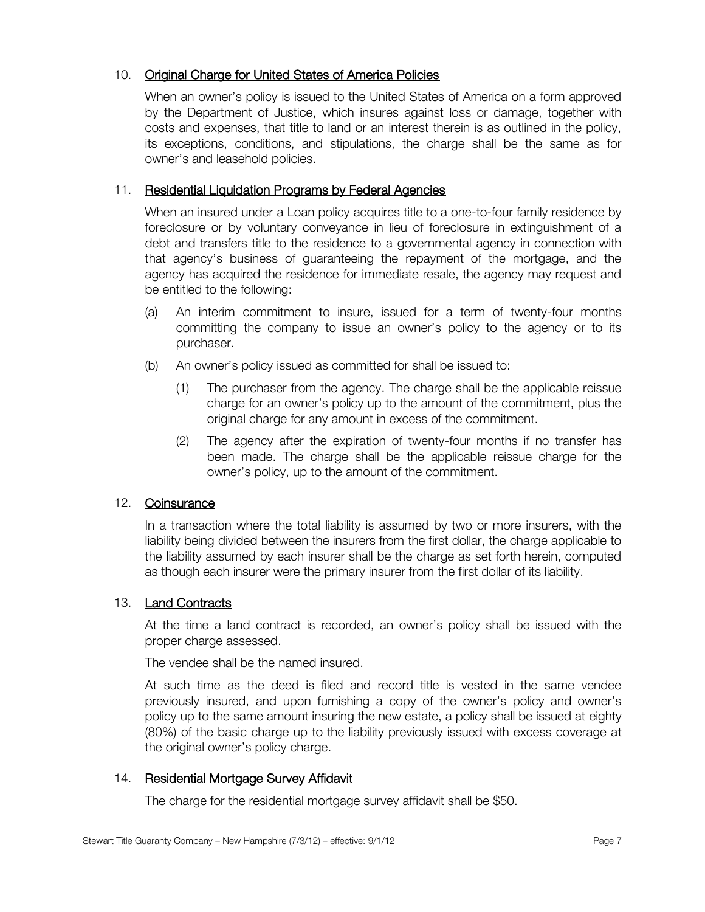## 10. Original Charge for United States of America Policies

When an owner's policy is issued to the United States of America on a form approved by the Department of Justice, which insures against loss or damage, together with costs and expenses, that title to land or an interest therein is as outlined in the policy, its exceptions, conditions, and stipulations, the charge shall be the same as for owner's and leasehold policies.

## 11. Residential Liquidation Programs by Federal Agencies

When an insured under a Loan policy acquires title to a one-to-four family residence by foreclosure or by voluntary conveyance in lieu of foreclosure in extinguishment of a debt and transfers title to the residence to a governmental agency in connection with that agency's business of guaranteeing the repayment of the mortgage, and the agency has acquired the residence for immediate resale, the agency may request and be entitled to the following:

(a) An interim commitment to insure, issued for a term of twenty-four months committing the company to issue an owner's policy to the agency or to its purchaser.

(b) An owner's policy issued as committed for shall be issued to:

   (1) The purchaser from the agency. The charge shall be the applicable reissue charge for an owner's policy up to the amount of the commitment, plus the original charge for any amount in excess of the commitment.

   (2) The agency after the expiration of twenty-four months if no transfer has been made. The charge shall be the applicable reissue charge for the owner's policy, up to the amount of the commitment.

## 12. Coinsurance

In a transaction where the total liability is assumed by two or more insurers, with the liability being divided between the insurers from the first dollar, the charge applicable to the liability assumed by each insurer shall be the charge as set forth herein, computed as though each insurer were the primary insurer from the first dollar of its liability.

## 13. Land Contracts

At the time a land contract is recorded, an owner's policy shall be issued with the proper charge assessed.

The vendee shall be the named insured.

At such time as the deed is filed and record title is vested in the same vendee previously insured, and upon furnishing a copy of the owner's policy and owner's policy up to the same amount insuring the new estate, a policy shall be issued at eighty (80%) of the basic charge up to the liability previously issued with excess coverage at the original owner's policy charge.

## 14. Residential Mortgage Survey Affidavit

The charge for the residential mortgage survey affidavit shall be $50.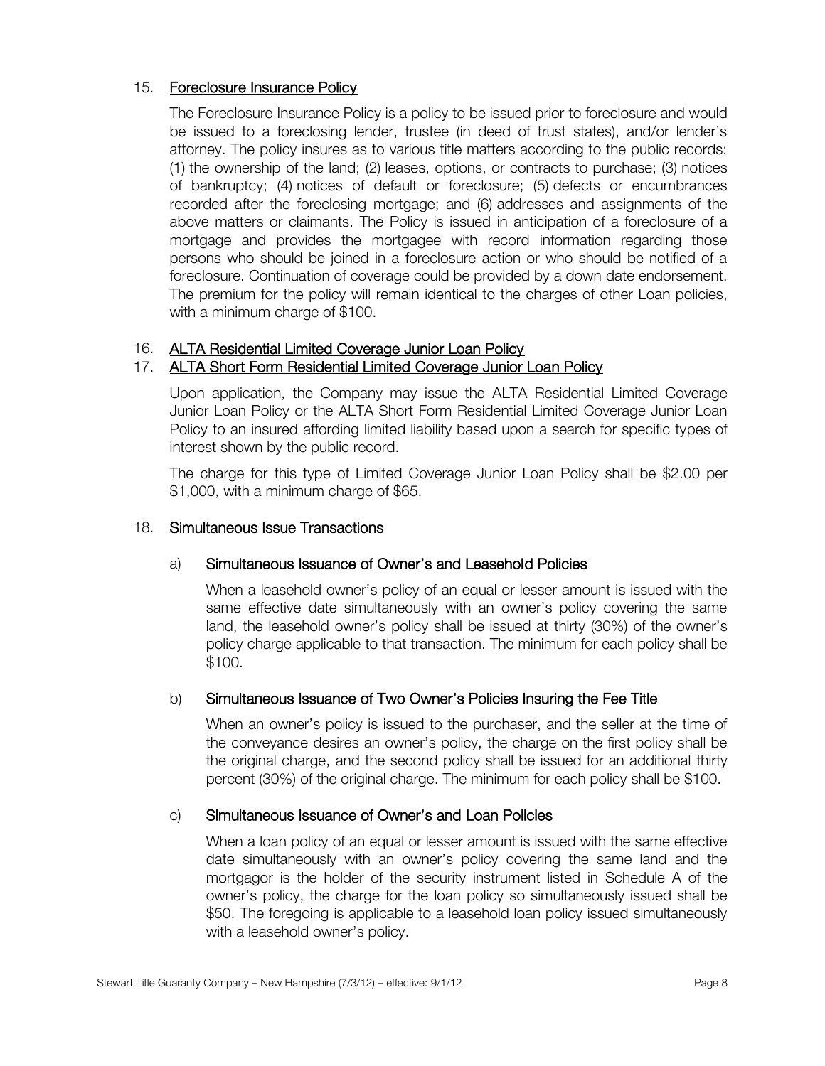15. <u>Foreclosure Insurance Policy</u>

The Foreclosure Insurance Policy is a policy to be issued prior to foreclosure and would be issued to a foreclosing lender, trustee (in deed of trust states), and/or lender's attorney. The policy insures as to various title matters according to the public records: (1) the ownership of the land; (2) leases, options, or contracts to purchase; (3) notices of bankruptcy; (4) notices of default or foreclosure; (5) defects or encumbrances recorded after the foreclosing mortgage; and (6) addresses and assignments of the above matters or claimants. The Policy is issued in anticipation of a foreclosure of a mortgage and provides the mortgagee with record information regarding those persons who should be joined in a foreclosure action or who should be notified of a foreclosure. Continuation of coverage could be provided by a down date endorsement. The premium for the policy will remain identical to the charges of other Loan policies, with a minimum charge of $100.

16. <u>ALTA Residential Limited Coverage Junior Loan Policy</u>

17. <u>ALTA Short Form Residential Limited Coverage Junior Loan Policy</u>

Upon application, the Company may issue the ALTA Residential Limited Coverage Junior Loan Policy or the ALTA Short Form Residential Limited Coverage Junior Loan Policy to an insured affording limited liability based upon a search for specific types of interest shown by the public record.

The charge for this type of Limited Coverage Junior Loan Policy shall be $2.00 per $1,000, with a minimum charge of $65.

18. <u>Simultaneous Issue Transactions</u>

a) Simultaneous Issuance of Owner's and Leasehold Policies

When a leasehold owner's policy of an equal or lesser amount is issued with the same effective date simultaneously with an owner's policy covering the same land, the leasehold owner's policy shall be issued at thirty (30%) of the owner's policy charge applicable to that transaction. The minimum for each policy shall be $100.

b) Simultaneous Issuance of Two Owner's Policies Insuring the Fee Title

When an owner's policy is issued to the purchaser, and the seller at the time of the conveyance desires an owner's policy, the charge on the first policy shall be the original charge, and the second policy shall be issued for an additional thirty percent (30%) of the original charge. The minimum for each policy shall be $100.

c) Simultaneous Issuance of Owner's and Loan Policies

When a loan policy of an equal or lesser amount is issued with the same effective date simultaneously with an owner's policy covering the same land and the mortgagor is the holder of the security instrument listed in Schedule A of the owner's policy, the charge for the loan policy so simultaneously issued shall be $50. The foregoing is applicable to a leasehold loan policy issued simultaneously with a leasehold owner's policy.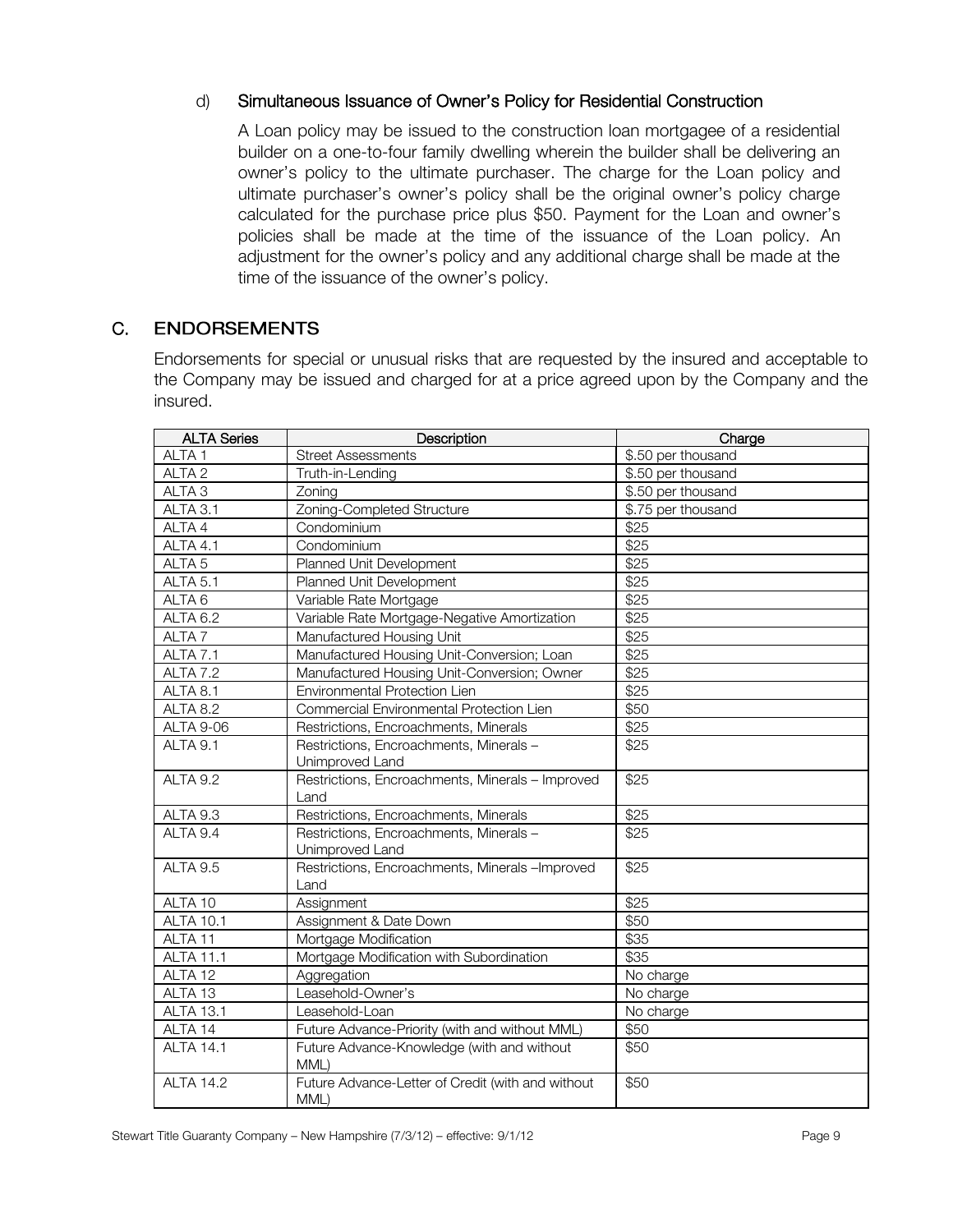### d) Simultaneous Issuance of Owner's Policy for Residential Construction

A Loan policy may be issued to the construction loan mortgagee of a residential builder on a one-to-four family dwelling wherein the builder shall be delivering an owner's policy to the ultimate purchaser. The charge for the Loan policy and ultimate purchaser's owner's policy shall be the original owner's policy charge calculated for the purchase price plus $50. Payment for the Loan and owner's policies shall be made at the time of the issuance of the Loan policy. An adjustment for the owner's policy and any additional charge shall be made at the time of the issuance of the owner's policy.

## C. ENDORSEMENTS

Endorsements for special or unusual risks that are requested by the insured and acceptable to the Company may be issued and charged for at a price agreed upon by the Company and the insured.

| ALTA Series | Description | Charge |
|---|---|---|
| ALTA 1 | Street Assessments | $.50 per thousand |
| ALTA 2 | Truth-in-Lending | $.50 per thousand |
| ALTA 3 | Zoning | $.50 per thousand |
| ALTA 3.1 | Zoning-Completed Structure | $.75 per thousand |
| ALTA 4 | Condominium | $25 |
| ALTA 4.1 | Condominium | $25 |
| ALTA 5 | Planned Unit Development | $25 |
| ALTA 5.1 | Planned Unit Development | $25 |
| ALTA 6 | Variable Rate Mortgage | $25 |
| ALTA 6.2 | Variable Rate Mortgage-Negative Amortization | $25 |
| ALTA 7 | Manufactured Housing Unit | $25 |
| ALTA 7.1 | Manufactured Housing Unit-Conversion; Loan | $25 |
| ALTA 7.2 | Manufactured Housing Unit-Conversion; Owner | $25 |
| ALTA 8.1 | Environmental Protection Lien | $25 |
| ALTA 8.2 | Commercial Environmental Protection Lien | $50 |
| ALTA 9-06 | Restrictions, Encroachments, Minerals | $25 |
| ALTA 9.1 | Restrictions, Encroachments, Minerals – Unimproved Land | $25 |
| ALTA 9.2 | Restrictions, Encroachments, Minerals – Improved Land | $25 |
| ALTA 9.3 | Restrictions, Encroachments, Minerals | $25 |
| ALTA 9.4 | Restrictions, Encroachments, Minerals – Unimproved Land | $25 |
| ALTA 9.5 | Restrictions, Encroachments, Minerals –Improved Land | $25 |
| ALTA 10 | Assignment | $25 |
| ALTA 10.1 | Assignment & Date Down | $50 |
| ALTA 11 | Mortgage Modification | $35 |
| ALTA 11.1 | Mortgage Modification with Subordination | $35 |
| ALTA 12 | Aggregation | No charge |
| ALTA 13 | Leasehold-Owner's | No charge |
| ALTA 13.1 | Leasehold-Loan | No charge |
| ALTA 14 | Future Advance-Priority (with and without MML) | $50 |
| ALTA 14.1 | Future Advance-Knowledge (with and without MML) | $50 |
| ALTA 14.2 | Future Advance-Letter of Credit (with and without MML) | $50 |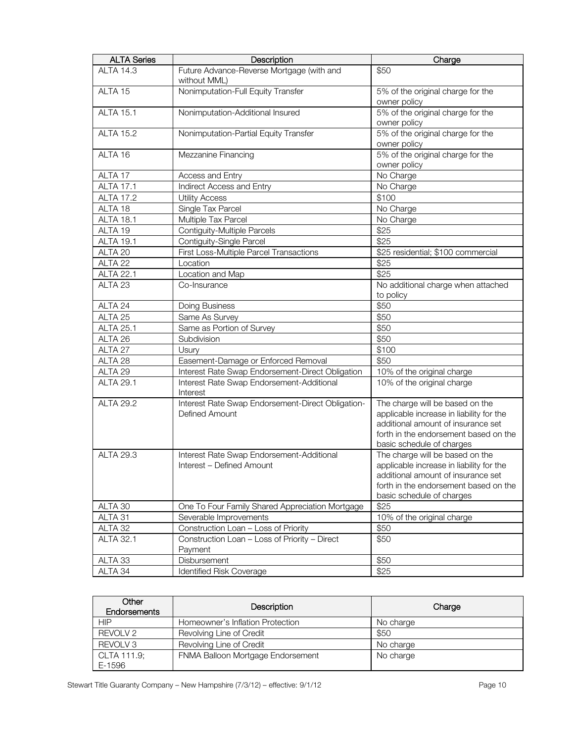| ALTA Series | Description | Charge |
| --- | --- | --- |
| ALTA 14.3 | Future Advance-Reverse Mortgage (with and without MML) | $50 |
| ALTA 15 | Nonimputation-Full Equity Transfer | 5% of the original charge for the owner policy |
| ALTA 15.1 | Nonimputation-Additional Insured | 5% of the original charge for the owner policy |
| ALTA 15.2 | Nonimputation-Partial Equity Transfer | 5% of the original charge for the owner policy |
| ALTA 16 | Mezzanine Financing | 5% of the original charge for the owner policy |
| ALTA 17 | Access and Entry | No Charge |
| ALTA 17.1 | Indirect Access and Entry | No Charge |
| ALTA 17.2 | Utility Access | $100 |
| ALTA 18 | Single Tax Parcel | No Charge |
| ALTA 18.1 | Multiple Tax Parcel | No Charge |
| ALTA 19 | Contiguity-Multiple Parcels | $25 |
| ALTA 19.1 | Contiguity-Single Parcel | $25 |
| ALTA 20 | First Loss-Multiple Parcel Transactions | $25 residential; $100 commercial |
| ALTA 22 | Location | $25 |
| ALTA 22.1 | Location and Map | $25 |
| ALTA 23 | Co-Insurance | No additional charge when attached to policy |
| ALTA 24 | Doing Business | $50 |
| ALTA 25 | Same As Survey | $50 |
| ALTA 25.1 | Same as Portion of Survey | $50 |
| ALTA 26 | Subdivision | $50 |
| ALTA 27 | Usury | $100 |
| ALTA 28 | Easement-Damage or Enforced Removal | $50 |
| ALTA 29 | Interest Rate Swap Endorsement-Direct Obligation | 10% of the original charge |
| ALTA 29.1 | Interest Rate Swap Endorsement-Additional Interest | 10% of the original charge |
| ALTA 29.2 | Interest Rate Swap Endorsement-Direct Obligation-Defined Amount | The charge will be based on the applicable increase in liability for the additional amount of insurance set forth in the endorsement based on the basic schedule of charges |
| ALTA 29.3 | Interest Rate Swap Endorsement-Additional Interest – Defined Amount | The charge will be based on the applicable increase in liability for the additional amount of insurance set forth in the endorsement based on the basic schedule of charges |
| ALTA 30 | One To Four Family Shared Appreciation Mortgage | $25 |
| ALTA 31 | Severable Improvements | 10% of the original charge |
| ALTA 32 | Construction Loan – Loss of Priority | $50 |
| ALTA 32.1 | Construction Loan – Loss of Priority – Direct Payment | $50 |
| ALTA 33 | Disbursement | $50 |
| ALTA 34 | Identified Risk Coverage | $25 |

| Other Endorsements | Description | Charge |
| --- | --- | --- |
| HIP | Homeowner's Inflation Protection | No charge |
| REVOLV 2 | Revolving Line of Credit | $50 |
| REVOLV 3 | Revolving Line of Credit | No charge |
| CLTA 111.9; E-1596 | FNMA Balloon Mortgage Endorsement | No charge |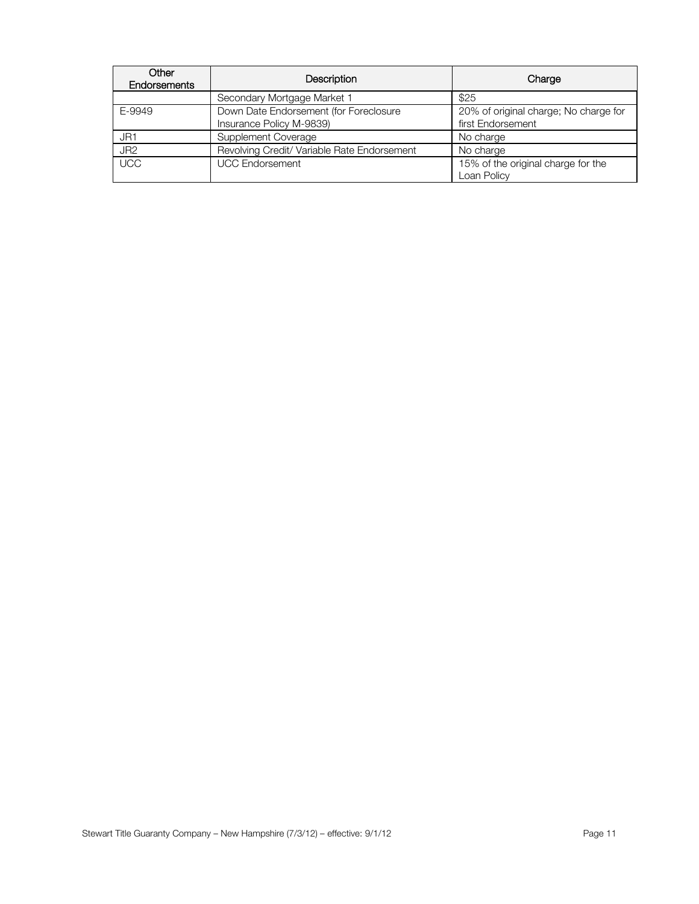| Other Endorsements | Description | Charge |
|---|---|---|
| | Secondary Mortgage Market 1 | $25 |
| E-9949 | Down Date Endorsement (for Foreclosure Insurance Policy M-9839) | 20% of original charge; No charge for first Endorsement |
| JR1 | Supplement Coverage | No charge |
| JR2 | Revolving Credit/ Variable Rate Endorsement | No charge |
| UCC | UCC Endorsement | 15% of the original charge for the Loan Policy |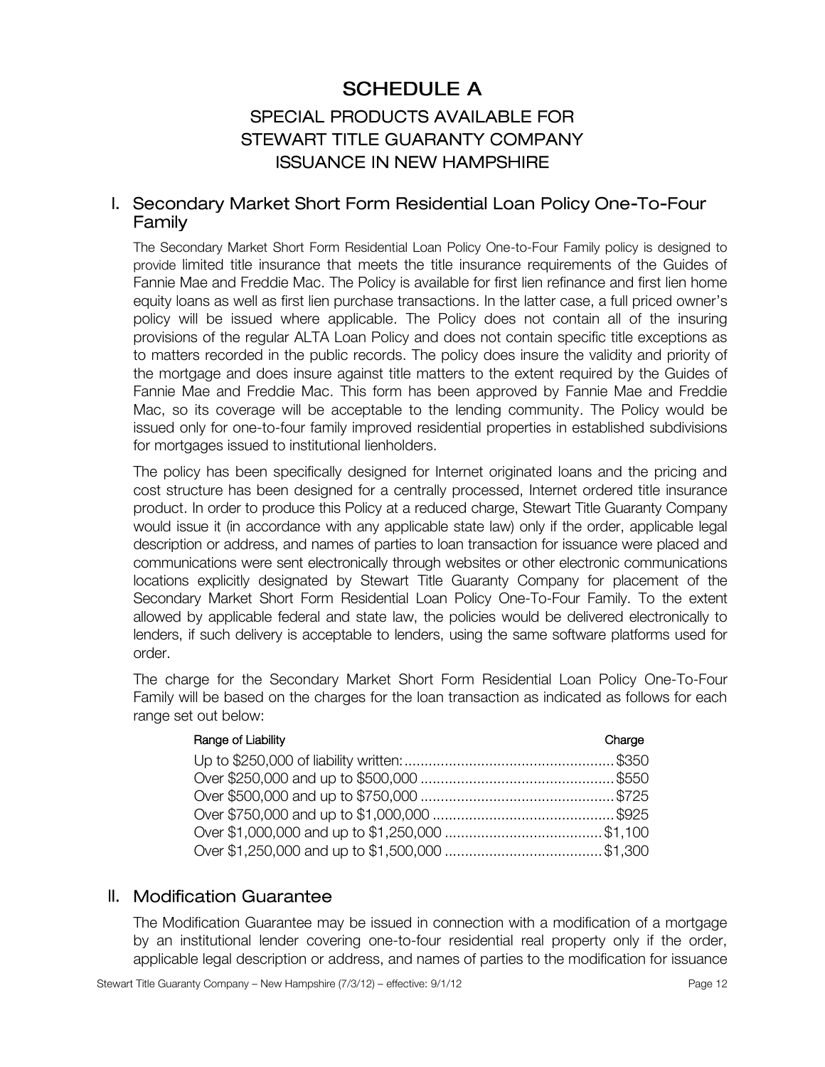# SCHEDULE A

## SPECIAL PRODUCTS AVAILABLE FOR STEWART TITLE GUARANTY COMPANY ISSUANCE IN NEW HAMPSHIRE

## I. Secondary Market Short Form Residential Loan Policy One-To-Four Family

The Secondary Market Short Form Residential Loan Policy One-to-Four Family policy is designed to provide limited title insurance that meets the title insurance requirements of the Guides of Fannie Mae and Freddie Mac. The Policy is available for first lien refinance and first lien home equity loans as well as first lien purchase transactions. In the latter case, a full priced owner's policy will be issued where applicable. The Policy does not contain all of the insuring provisions of the regular ALTA Loan Policy and does not contain specific title exceptions as to matters recorded in the public records. The policy does insure the validity and priority of the mortgage and does insure against title matters to the extent required by the Guides of Fannie Mae and Freddie Mac. This form has been approved by Fannie Mae and Freddie Mac, so its coverage will be acceptable to the lending community. The Policy would be issued only for one-to-four family improved residential properties in established subdivisions for mortgages issued to institutional lienholders.

The policy has been specifically designed for Internet originated loans and the pricing and cost structure has been designed for a centrally processed, Internet ordered title insurance product. In order to produce this Policy at a reduced charge, Stewart Title Guaranty Company would issue it (in accordance with any applicable state law) only if the order, applicable legal description or address, and names of parties to loan transaction for issuance were placed and communications were sent electronically through websites or other electronic communications locations explicitly designated by Stewart Title Guaranty Company for placement of the Secondary Market Short Form Residential Loan Policy One-To-Four Family. To the extent allowed by applicable federal and state law, the policies would be delivered electronically to lenders, if such delivery is acceptable to lenders, using the same software platforms used for order.

The charge for the Secondary Market Short Form Residential Loan Policy One-To-Four Family will be based on the charges for the loan transaction as indicated as follows for each range set out below:

| Range of Liability | Charge |
|---|---|
| Up to $250,000 of liability written: | $350 |
| Over $250,000 and up to $500,000 | $550 |
| Over $500,000 and up to $750,000 | $725 |
| Over $750,000 and up to $1,000,000 | $925 |
| Over $1,000,000 and up to $1,250,000 | $1,100 |
| Over $1,250,000 and up to $1,500,000 | $1,300 |

## II. Modification Guarantee

The Modification Guarantee may be issued in connection with a modification of a mortgage by an institutional lender covering one-to-four residential real property only if the order, applicable legal description or address, and names of parties to the modification for issuance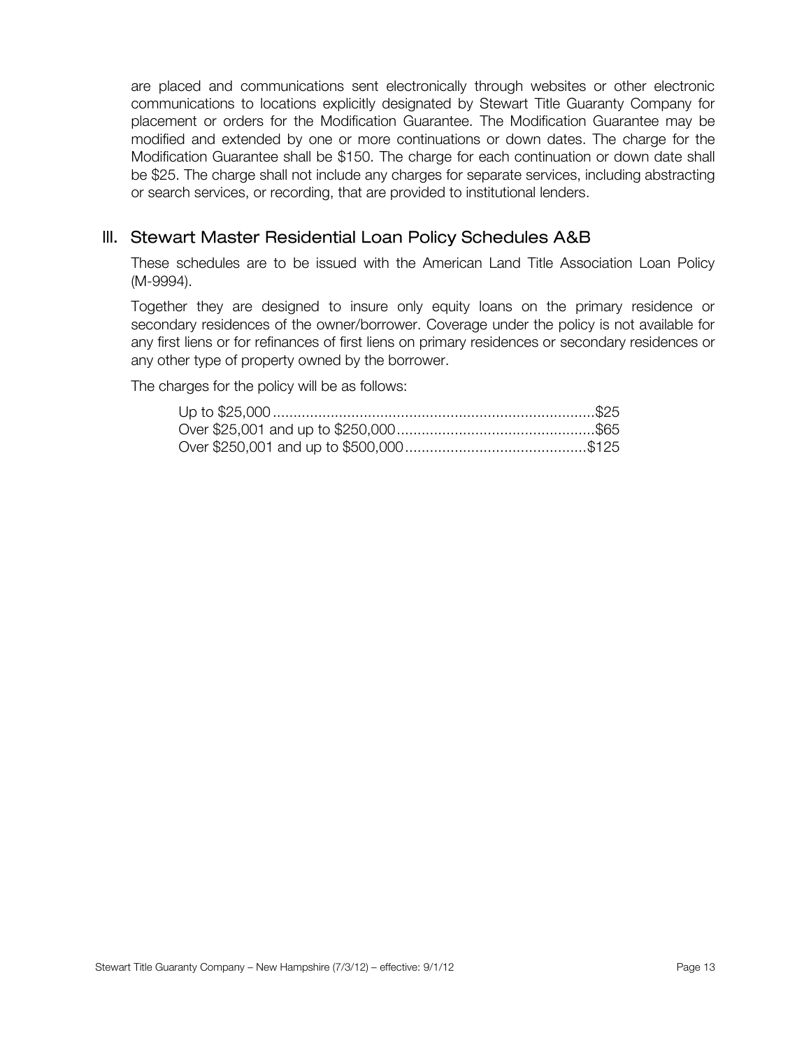are placed and communications sent electronically through websites or other electronic communications to locations explicitly designated by Stewart Title Guaranty Company for placement or orders for the Modification Guarantee. The Modification Guarantee may be modified and extended by one or more continuations or down dates. The charge for the Modification Guarantee shall be $150. The charge for each continuation or down date shall be $25. The charge shall not include any charges for separate services, including abstracting or search services, or recording, that are provided to institutional lenders.

## III. Stewart Master Residential Loan Policy Schedules A&B

These schedules are to be issued with the American Land Title Association Loan Policy (M-9994).

Together they are designed to insure only equity loans on the primary residence or secondary residences of the owner/borrower. Coverage under the policy is not available for any first liens or for refinances of first liens on primary residences or secondary residences or any other type of property owned by the borrower.

The charges for the policy will be as follows:

| | |
|---|---|
| Up to $25,000 | $25 |
| Over $25,001 and up to $250,000 | $65 |
| Over $250,001 and up to $500,000 | $125 |